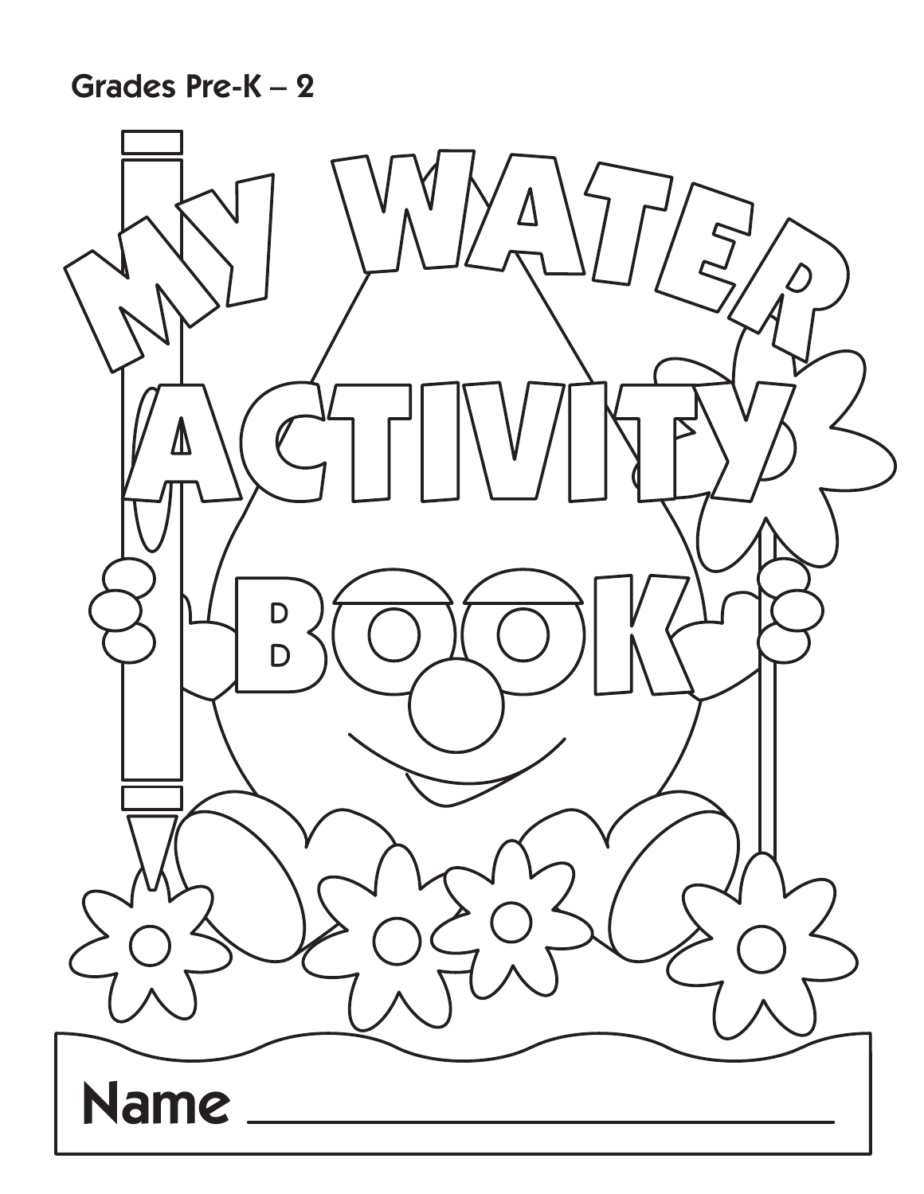Grades Pre-K – 2

# MY WATER ACTIVITY BOOK

Name ___________________________________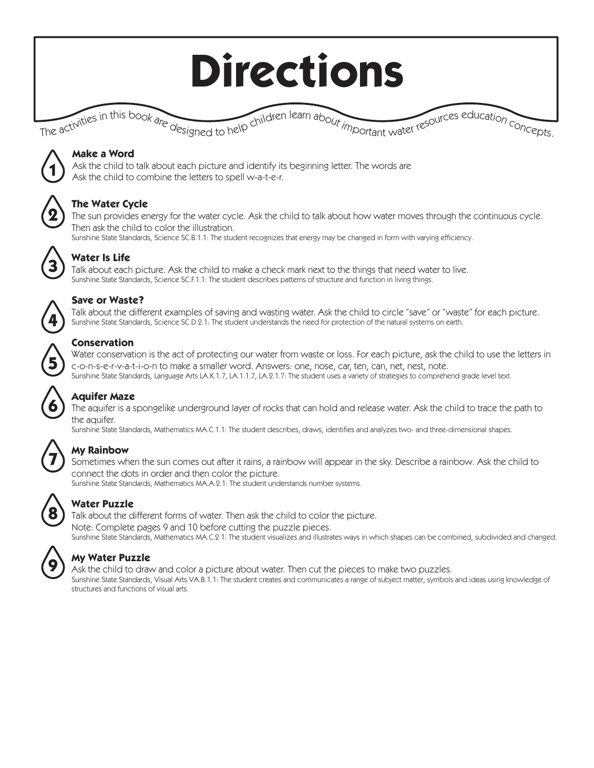# Directions

The activities in this book are designed to help children learn about important water resources education concepts.

## 1 Make a Word

Ask the child to talk about each picture and identify its beginning letter. The words are
Ask the child to combine the letters to spell w-a-t-e-r.

## 2 The Water Cycle

The sun provides energy for the water cycle. Ask the child to talk about how water moves through the continuous cycle. Then ask the child to color the illustration.

Sunshine State Standards, Science SC.B.1.1: The student recognizes that energy may be changed in form with varying efficiency.

## 3 Water Is Life

Talk about each picture. Ask the child to make a check mark next to the things that need water to live.

Sunshine State Standards, Science SC.F.1.1: The student describes patterns of structure and function in living things.

## 4 Save or Waste?

Talk about the different examples of saving and wasting water. Ask the child to circle "save" or "waste" for each picture.

Sunshine State Standards, Science SC.D.2.1: The student understands the need for protection of the natural systems on earth.

## 5 Conservation

Water conservation is the act of protecting our water from waste or loss. For each picture, ask the child to use the letters in c-o-n-s-e-r-v-a-t-i-o-n to make a smaller word. Answers: one, nose, car, ten, can, net, nest, note.

Sunshine State Standards, Language Arts LA.K.1.7, LA.1.1.7, LA.2.1.7: The student uses a variety of strategies to comprehend grade level text.

## 6 Aquifer Maze

The aquifer is a spongelike underground layer of rocks that can hold and release water. Ask the child to trace the path to the aquifer.

Sunshine State Standards, Mathematics MA.C.1.1: The student describes, draws, identifies and analyzes two- and three-dimensional shapes.

## 7 My Rainbow

Sometimes when the sun comes out after it rains, a rainbow will appear in the sky. Describe a rainbow. Ask the child to connect the dots in order and then color the picture.

Sunshine State Standards, Mathematics MA.A.2.1: The student understands number systems.

## 8 Water Puzzle

Talk about the different forms of water. Then ask the child to color the picture.
Note: Complete pages 9 and 10 before cutting the puzzle pieces.

Sunshine State Standards, Mathematics MA.C.2.1: The student visualizes and illustrates ways in which shapes can be combined, subdivided and changed.

## 9 My Water Puzzle

Ask the child to draw and color a picture about water. Then cut the pieces to make two puzzles.

Sunshine State Standards, Visual Arts VA.B.1.1: The student creates and communicates a range of subject matter, symbols and ideas using knowledge of structures and functions of visual arts.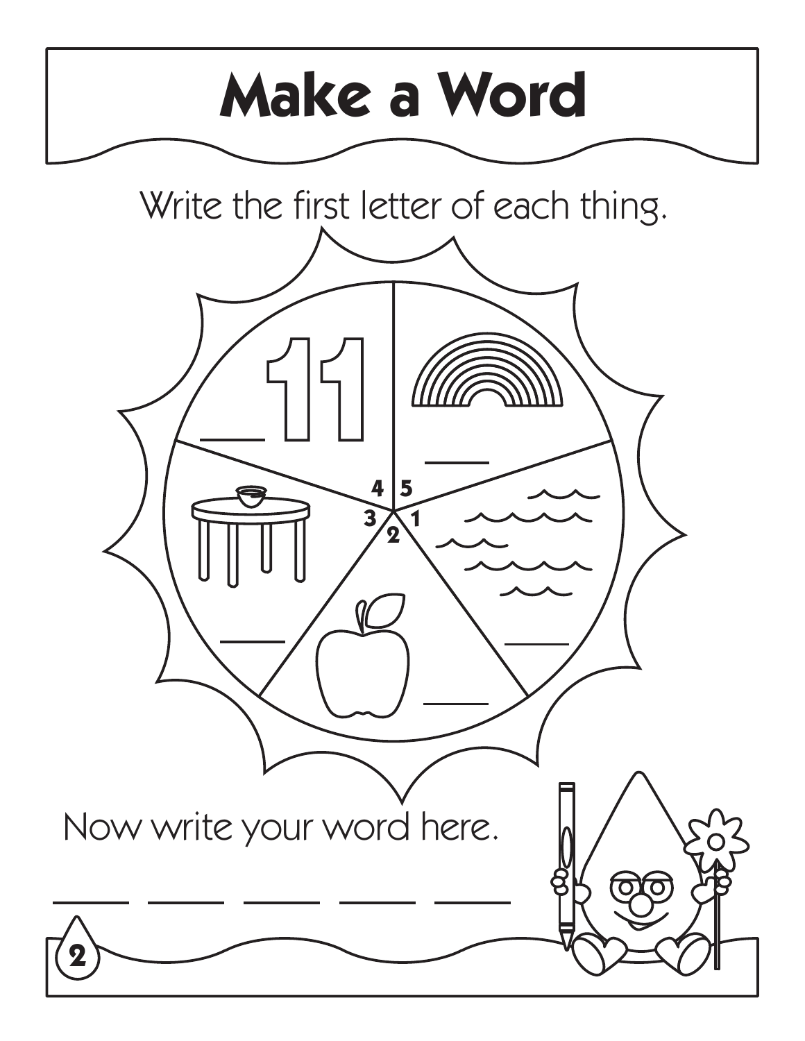# Make a Word

Write the first letter of each thing.

4 5

3 2 1

Now write your word here.

\_\_\_\_ \_\_\_\_ \_\_\_\_ \_\_\_\_ \_\_\_\_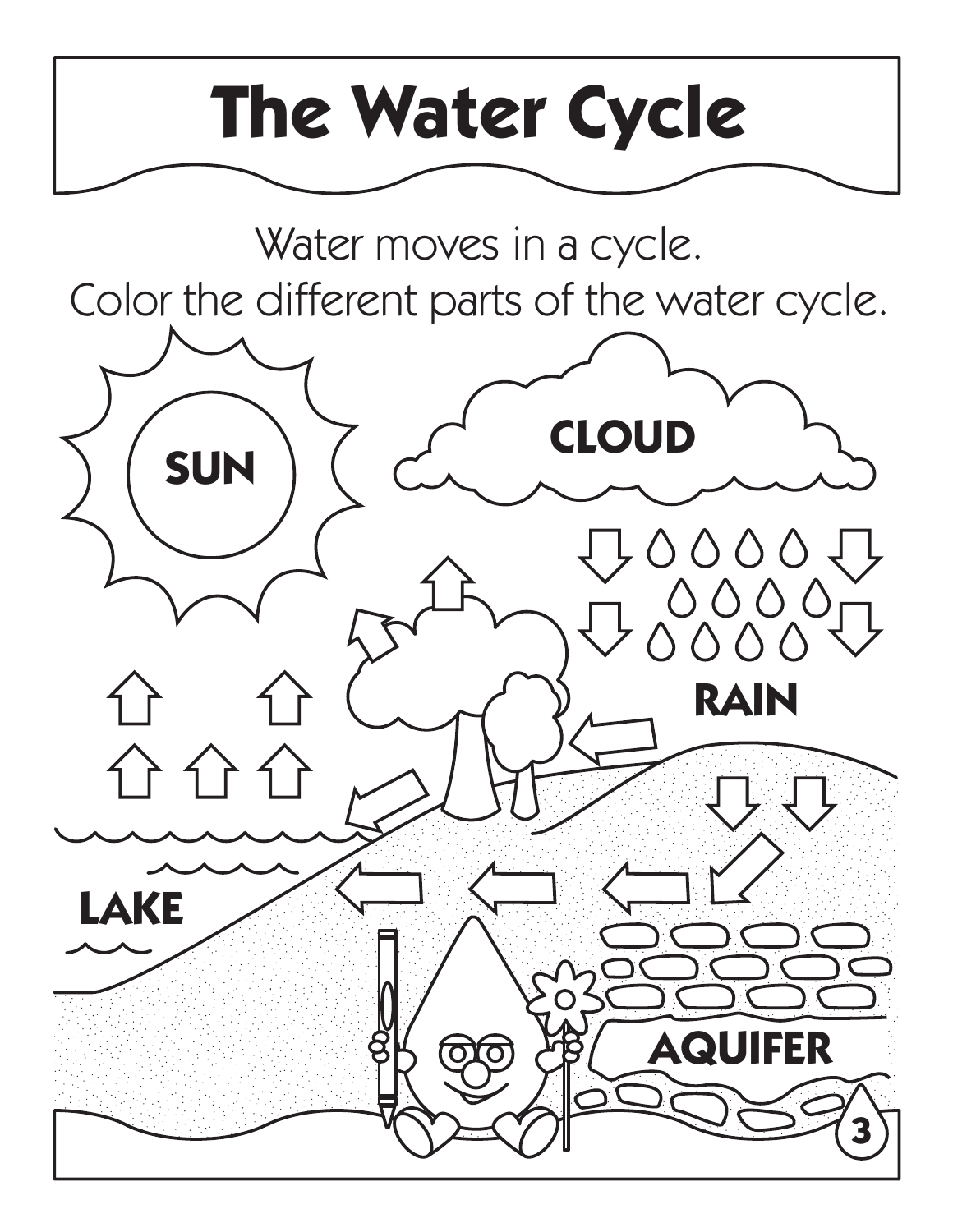# The Water Cycle

Water moves in a cycle.
Color the different parts of the water cycle.

SUN

CLOUD

RAIN

LAKE

AQUIFER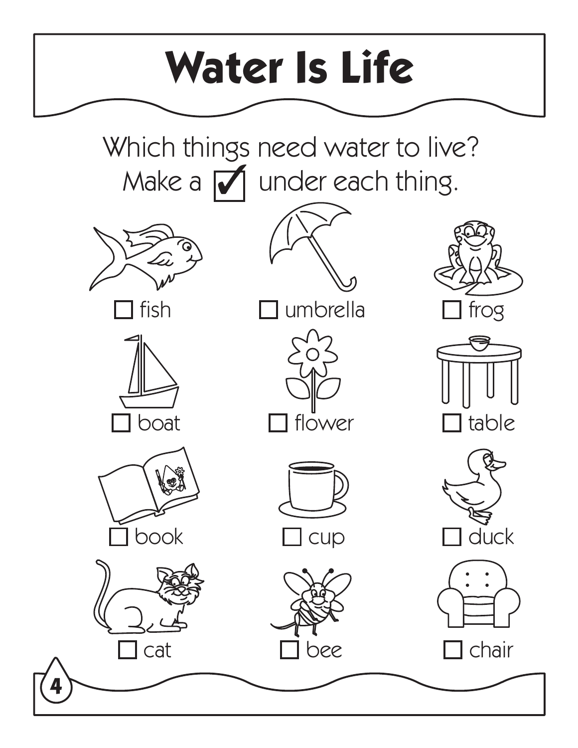# Water Is Life

Which things need water to live?
Make a ☑ under each thing.

| | | |
|---|---|---|
| ☐ fish | ☐ umbrella | ☐ frog |
| ☐ boat | ☐ flower | ☐ table |
| ☐ book | ☐ cup | ☐ duck |
| ☐ cat | ☐ bee | ☐ chair |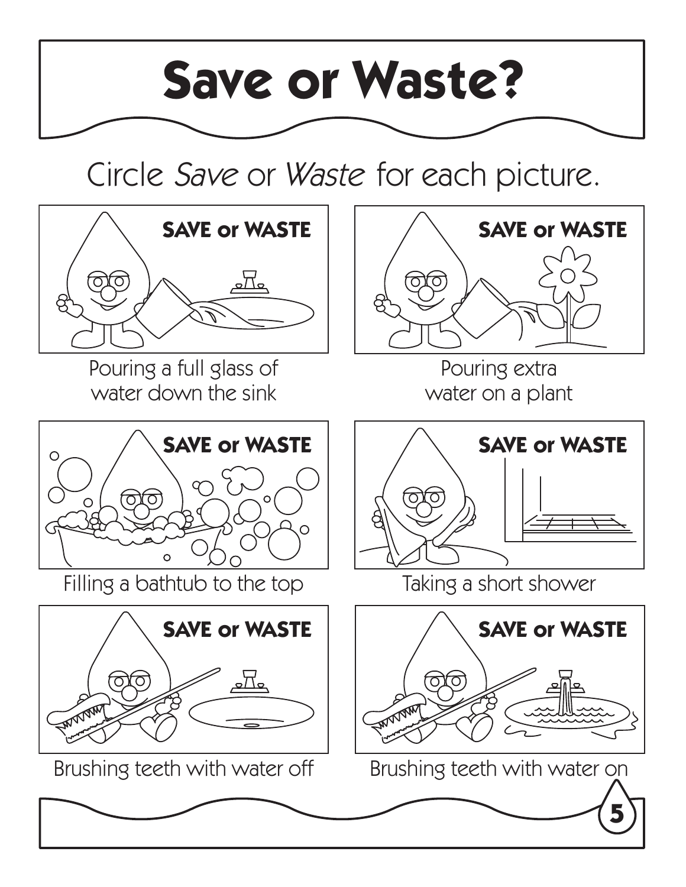# Save or Waste?

Circle *Save* or *Waste* for each picture.

**SAVE or WASTE**

Pouring a full glass of water down the sink

**SAVE or WASTE**

Pouring extra water on a plant

**SAVE or WASTE**

Filling a bathtub to the top

**SAVE or WASTE**

Taking a short shower

**SAVE or WASTE**

Brushing teeth with water off

**SAVE or WASTE**

Brushing teeth with water on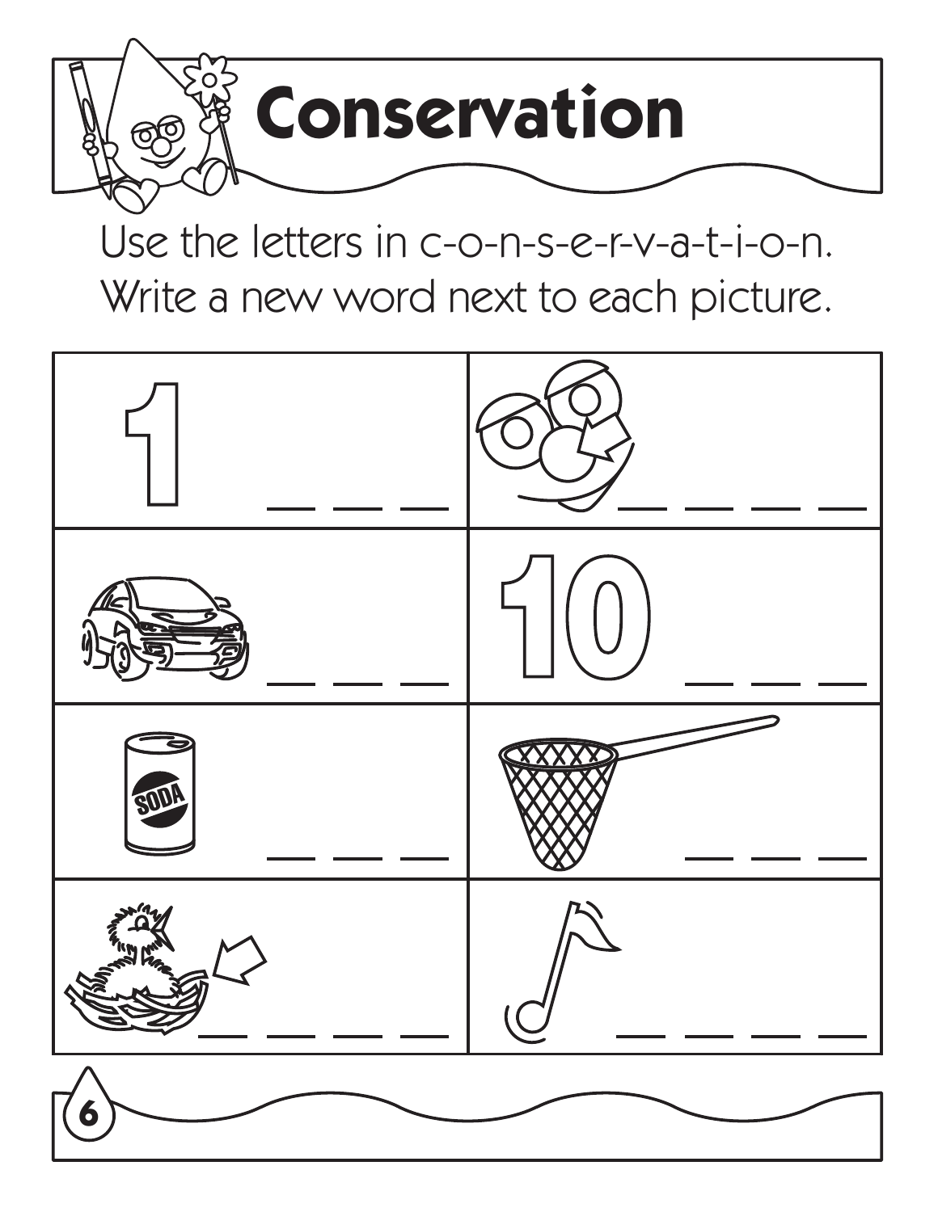# Conservation

Use the letters in c-o-n-s-e-r-v-a-t-i-o-n.
Write a new word next to each picture.

| | |
|---|---|
| 1 \_\_ \_\_ \_\_ | \_\_ \_\_ \_\_ \_\_ |
| \_\_ \_\_ \_\_ | 10 \_\_ \_\_ \_\_ |
| SODA \_\_ \_\_ \_\_ | \_\_ \_\_ \_\_ |
| \_\_ \_\_ \_\_ \_\_ | \_\_ \_\_ \_\_ \_\_ |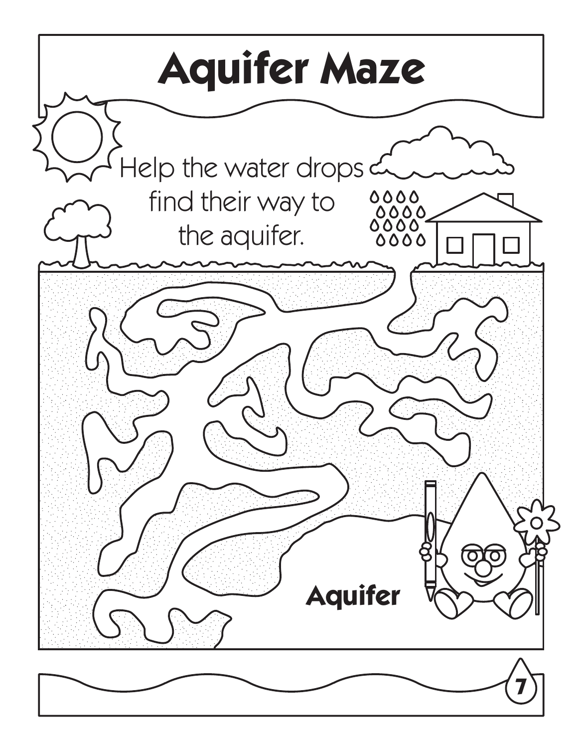# Aquifer Maze

Help the water drops find their way to the aquifer.

Aquifer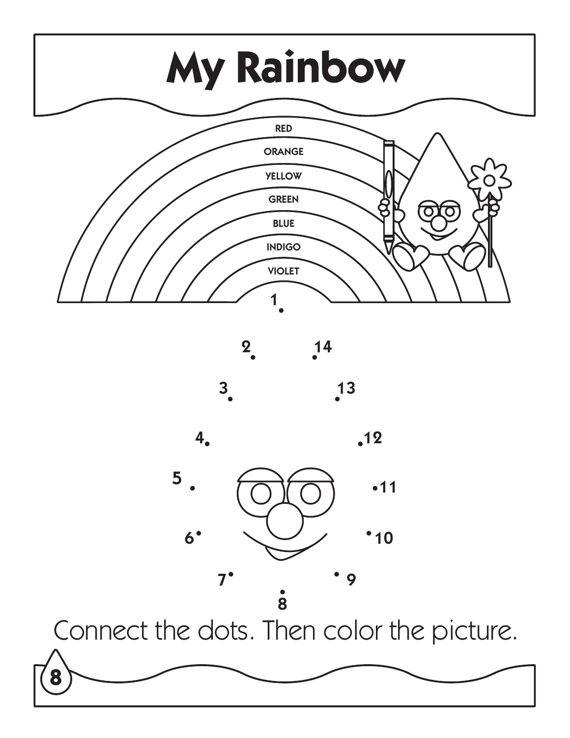# My Rainbow

RED

ORANGE

YELLOW

GREEN

BLUE

INDIGO

VIOLET

1 2 3 4 5 6 7 8 9 10 11 12 13 14

Connect the dots. Then color the picture.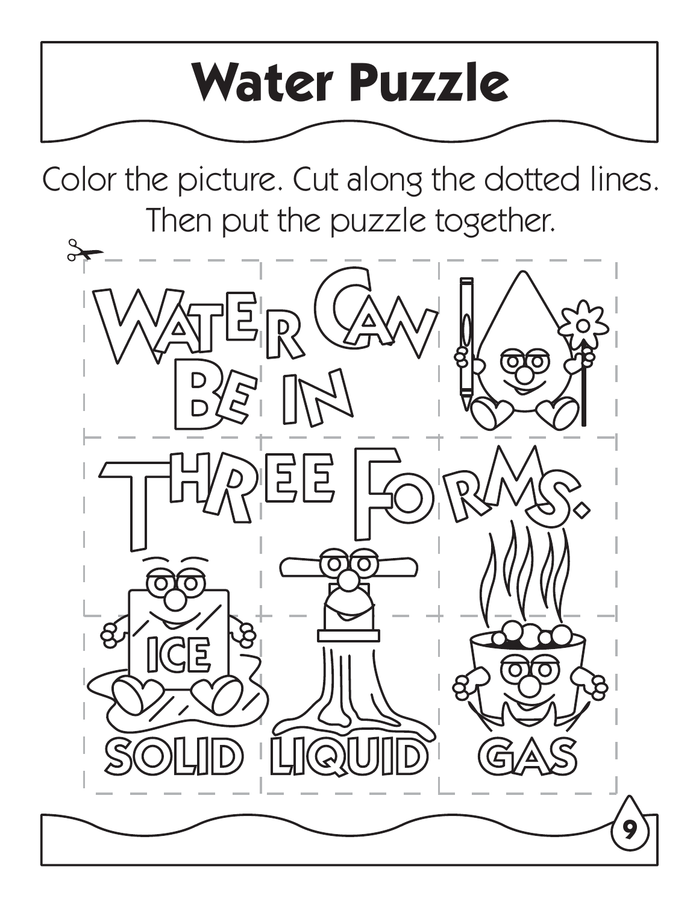# Water Puzzle

Color the picture. Cut along the dotted lines. Then put the puzzle together.

WATER CAN BE IN THREE FORMS.

ICE

SOLID LIQUID GAS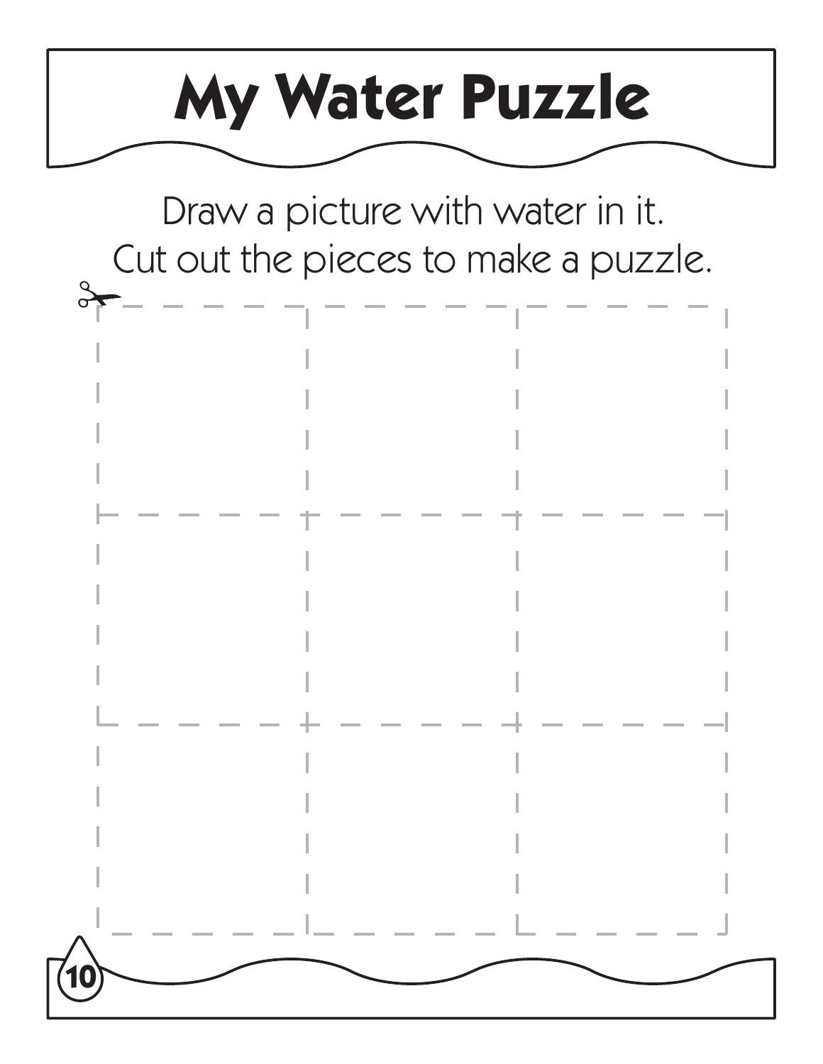# My Water Puzzle

Draw a picture with water in it.
Cut out the pieces to make a puzzle.